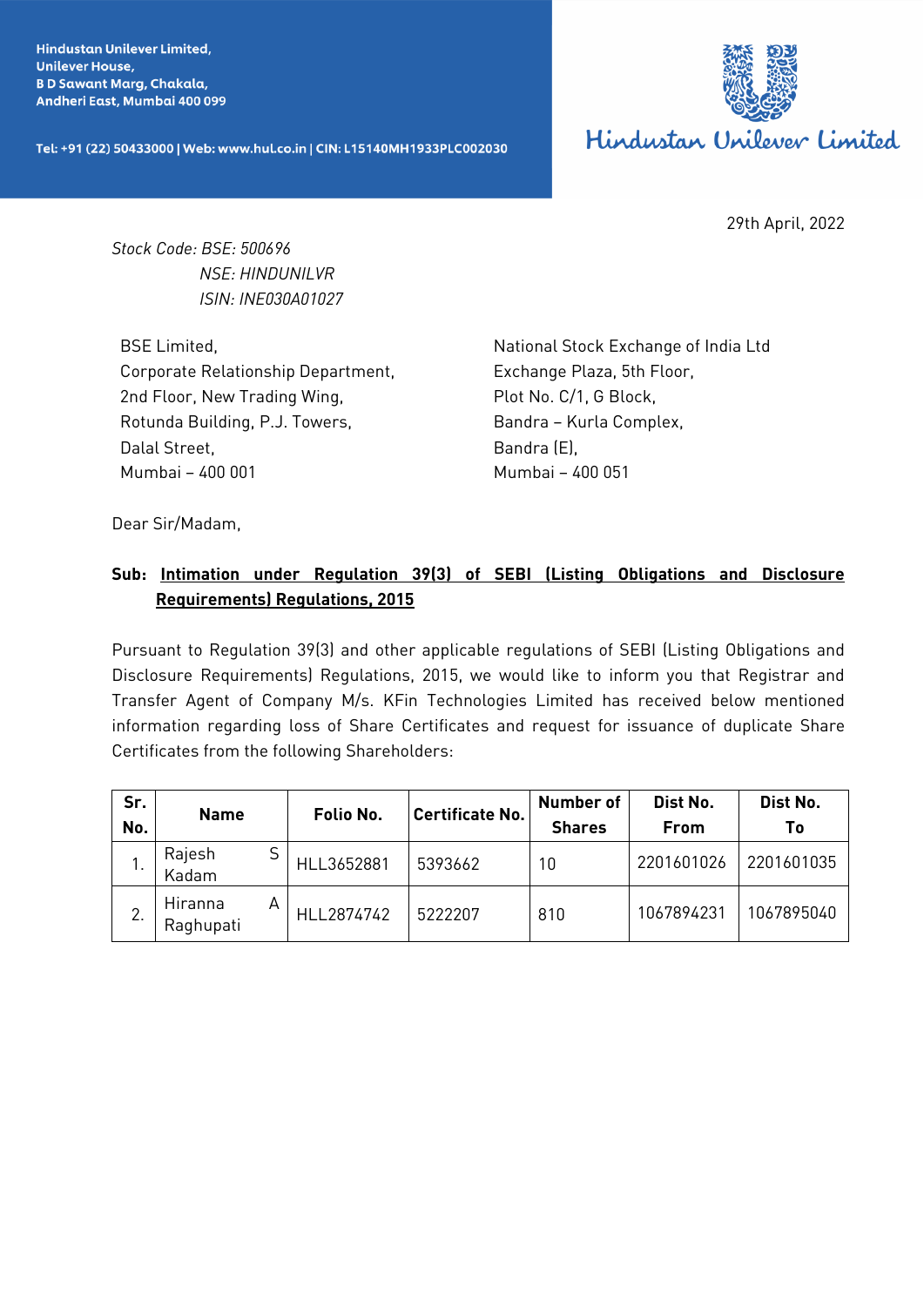Hindustan Unilever Limited,
Unilever House,
B D Sawant Marg, Chakala,
Andheri East, Mumbai 400 099

Tel: +91 (22) 50433000 | Web: www.hul.co.in | CIN: L15140MH1933PLC002030

Hindustan Unilever Limited

29th April, 2022

*Stock Code: BSE: 500696*
*NSE: HINDUNILVR*
*ISIN: INE030A01027*

BSE Limited,
Corporate Relationship Department,
2nd Floor, New Trading Wing,
Rotunda Building, P.J. Towers,
Dalal Street,
Mumbai – 400 001

National Stock Exchange of India Ltd
Exchange Plaza, 5th Floor,
Plot No. C/1, G Block,
Bandra – Kurla Complex,
Bandra (E),
Mumbai – 400 051

Dear Sir/Madam,

**Sub: Intimation under Regulation 39(3) of SEBI (Listing Obligations and Disclosure Requirements) Regulations, 2015**

Pursuant to Regulation 39(3) and other applicable regulations of SEBI (Listing Obligations and Disclosure Requirements) Regulations, 2015, we would like to inform you that Registrar and Transfer Agent of Company M/s. KFin Technologies Limited has received below mentioned information regarding loss of Share Certificates and request for issuance of duplicate Share Certificates from the following Shareholders:

| Sr. No. | Name | Folio No. | Certificate No. | Number of Shares | Dist No. From | Dist No. To |
|---|---|---|---|---|---|---|
| 1. | Rajesh S Kadam | HLL3652881 | 5393662 | 10 | 2201601026 | 2201601035 |
| 2. | Hiranna A Raghupati | HLL2874742 | 5222207 | 810 | 1067894231 | 1067895040 |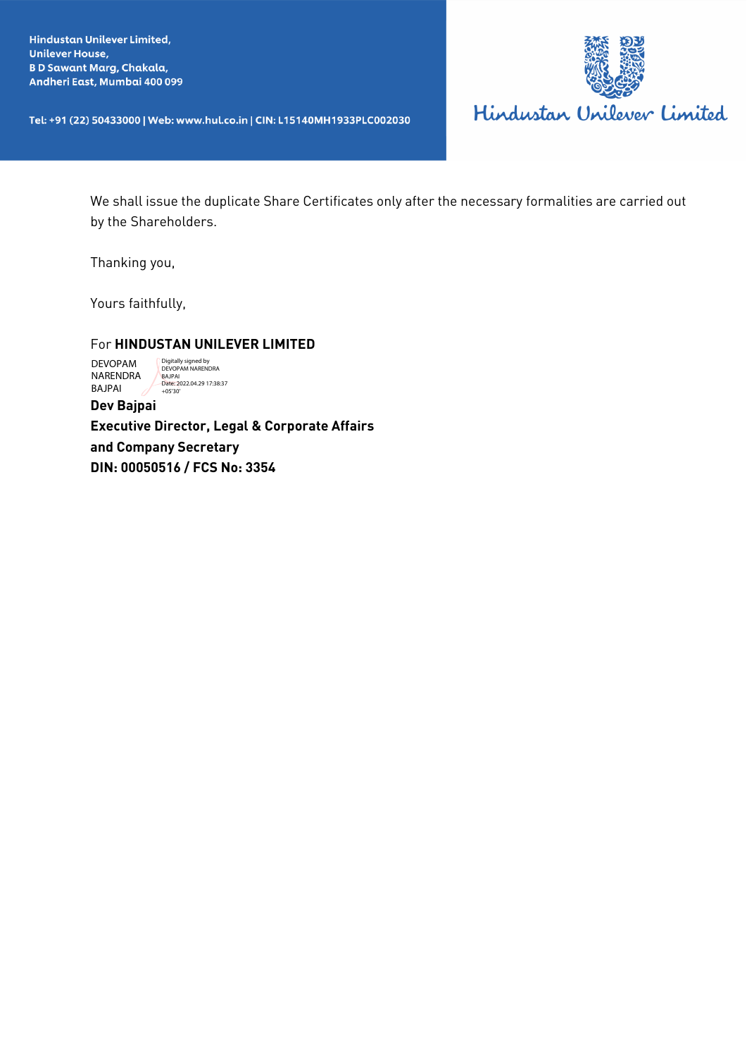We shall issue the duplicate Share Certificates only after the necessary formalities are carried out by the Shareholders.

Thanking you,

Yours faithfully,

For **HINDUSTAN UNILEVER LIMITED**

DEVOPAM NARENDRA BAJPAI

Digitally signed by DEVOPAM NARENDRA BAJPAI
Date: 2022.04.29 17:38:37 +05'30'

**Dev Bajpai**
**Executive Director, Legal & Corporate Affairs**
**and Company Secretary**
**DIN: 00050516 / FCS No: 3354**